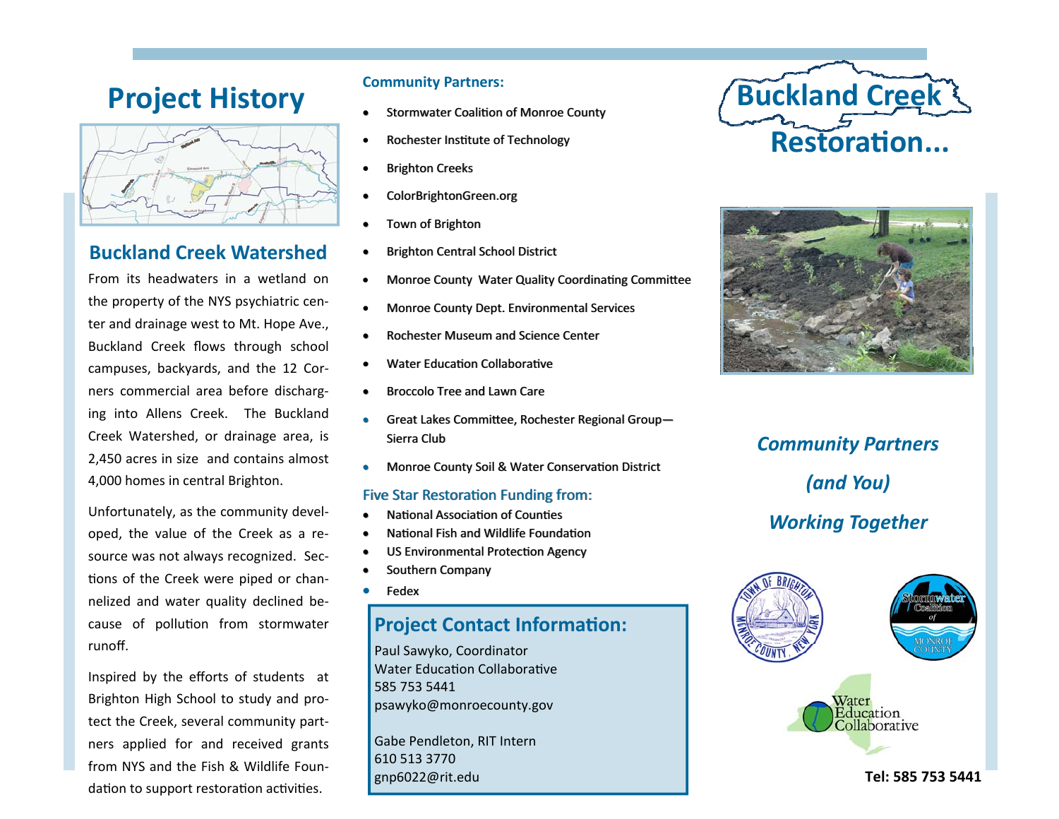# Project History

## Buckland Creek Watershed

From its headwaters in a wetland on the property of the NYS psychiatric center and drainage west to Mt. Hope Ave., Buckland Creek flows through school campuses, backyards, and the 12 Corners commercial area before discharging into Allens Creek. The Buckland Creek Watershed, or drainage area, is 2,450 acres in size and contains almost 4,000 homes in central Brighton.

Unfortunately, as the community developed, the value of the Creek as a resource was not always recognized. Sections of the Creek were piped or channelized and water quality declined because of pollution from stormwater runoff.

Inspired by the efforts of students at Brighton High School to study and protect the Creek, several community partners applied for and received grants from NYS and the Fish & Wildlife Foundation to support restoration activities.

### Community Partners:

- Stormwater Coalition of Monroe County
- Rochester Institute of Technology
- Brighton Creeks
- ColorBrightonGreen.org
- Town of Brighton
- Brighton Central School District
- Monroe County Water Quality Coordinating Committee
- Monroe County Dept. Environmental Services
- Rochester Museum and Science Center
- Water Education Collaborative
- Broccolo Tree and Lawn Care
- Great Lakes Committee, Rochester Regional Group—Sierra Club
- Monroe County Soil & Water Conservation District

### Five Star Restoration Funding from:

- National Association of Counties
- National Fish and Wildlife Foundation
- US Environmental Protection Agency
- Southern Company
- Fedex

## Project Contact Information:

Paul Sawyko, Coordinator
Water Education Collaborative
585 753 5441
psawyko@monroecounty.gov

Gabe Pendleton, RIT Intern
610 513 3770
gnp6022@rit.edu

# Buckland Creek Restoration...

*Community Partners*

*(and You)*

*Working Together*

Water Education Collaborative

**Tel: 585 753 5441**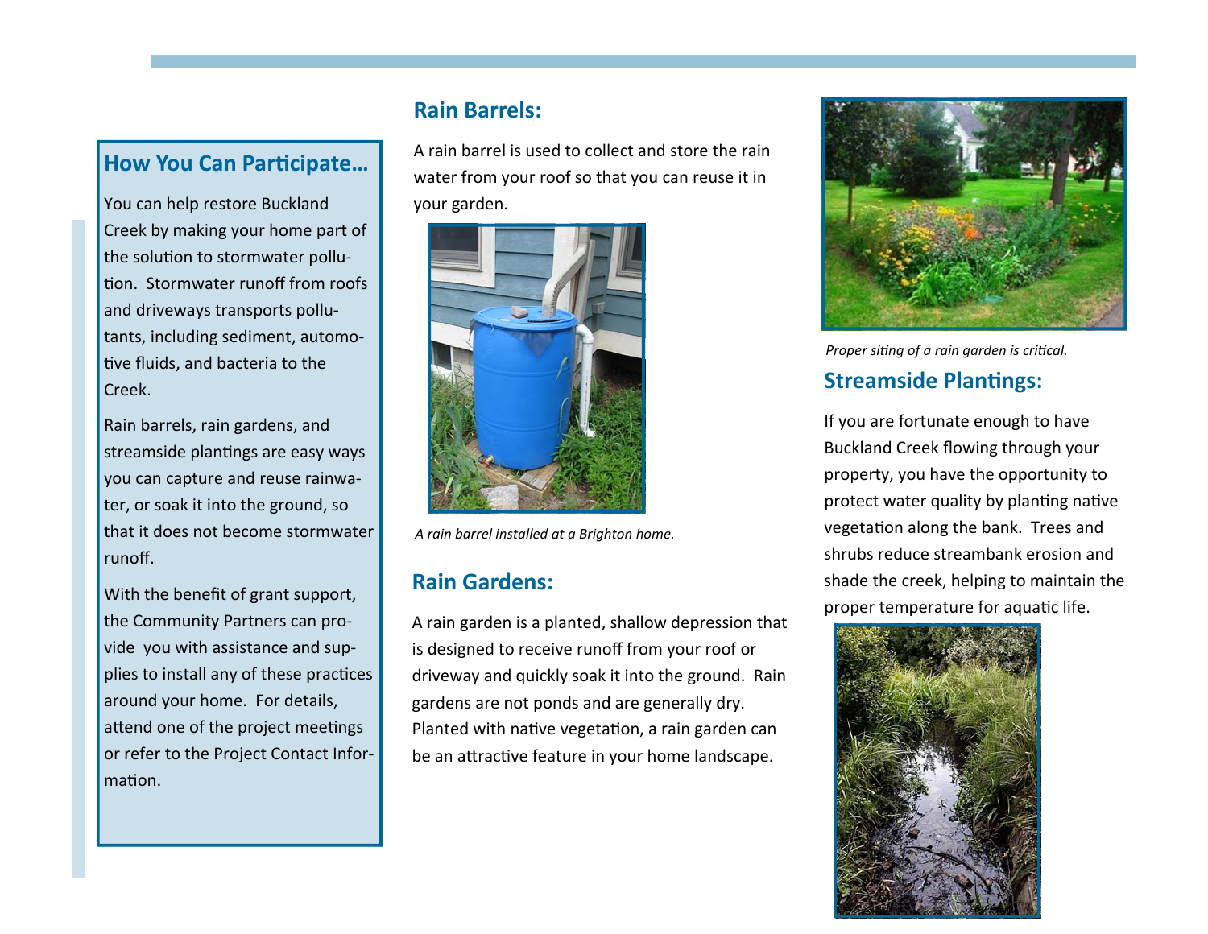## How You Can Participate…

You can help restore Buckland Creek by making your home part of the solution to stormwater pollution. Stormwater runoff from roofs and driveways transports pollutants, including sediment, automotive fluids, and bacteria to the Creek.

Rain barrels, rain gardens, and streamside plantings are easy ways you can capture and reuse rainwater, or soak it into the ground, so that it does not become stormwater runoff.

With the benefit of grant support, the Community Partners can provide you with assistance and supplies to install any of these practices around your home. For details, attend one of the project meetings or refer to the Project Contact Information.

## Rain Barrels:

A rain barrel is used to collect and store the rain water from your roof so that you can reuse it in your garden.

*A rain barrel installed at a Brighton home.*

## Rain Gardens:

A rain garden is a planted, shallow depression that is designed to receive runoff from your roof or driveway and quickly soak it into the ground. Rain gardens are not ponds and are generally dry. Planted with native vegetation, a rain garden can be an attractive feature in your home landscape.

*Proper siting of a rain garden is critical.*

## Streamside Plantings:

If you are fortunate enough to have Buckland Creek flowing through your property, you have the opportunity to protect water quality by planting native vegetation along the bank. Trees and shrubs reduce streambank erosion and shade the creek, helping to maintain the proper temperature for aquatic life.